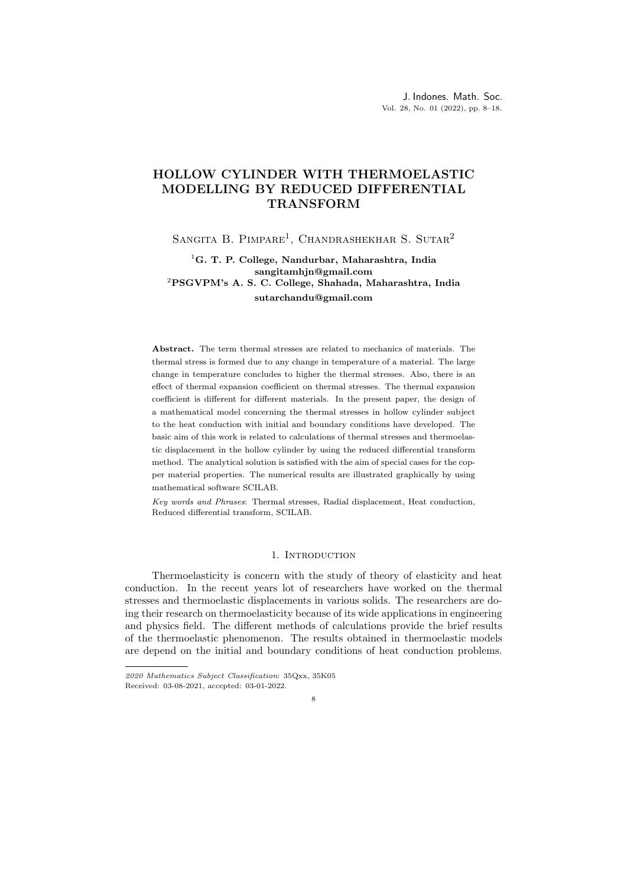# HOLLOW CYLINDER WITH THERMOELASTIC MODELLING BY REDUCED DIFFERENTIAL TRANSFORM

Sangita B. Pimpare[1], Chandrashekhar S. Sutar[2]

[1]**G. T. P. College, Nandurbar, Maharashtra, India**
**sangitamhjn@gmail.com**
[2]**PSGVPM's A. S. C. College, Shahada, Maharashtra, India**
**sutarchandu@gmail.com**

**Abstract.** The term thermal stresses are related to mechanics of materials. The thermal stress is formed due to any change in temperature of a material. The large change in temperature concludes to higher the thermal stresses. Also, there is an effect of thermal expansion coefficient on thermal stresses. The thermal expansion coefficient is different for different materials. In the present paper, the design of a mathematical model concerning the thermal stresses in hollow cylinder subject to the heat conduction with initial and boundary conditions have developed. The basic aim of this work is related to calculations of thermal stresses and thermoelastic displacement in the hollow cylinder by using the reduced differential transform method. The analytical solution is satisfied with the aim of special cases for the copper material properties. The numerical results are illustrated graphically by using mathematical software SCILAB.

*Key words and Phrases*: Thermal stresses, Radial displacement, Heat conduction, Reduced differential transform, SCILAB.

## 1. Introduction

Thermoelasticity is concern with the study of theory of elasticity and heat conduction. In the recent years lot of researchers have worked on the thermal stresses and thermoelastic displacements in various solids. The researchers are doing their research on thermoelasticity because of its wide applications in engineering and physics field. The different methods of calculations provide the brief results of the thermoelastic phenomenon. The results obtained in thermoelastic models are depend on the initial and boundary conditions of heat conduction problems.

*2020 Mathematics Subject Classification*: 35Qxx, 35K05
Received: 03-08-2021, accepted: 03-01-2022.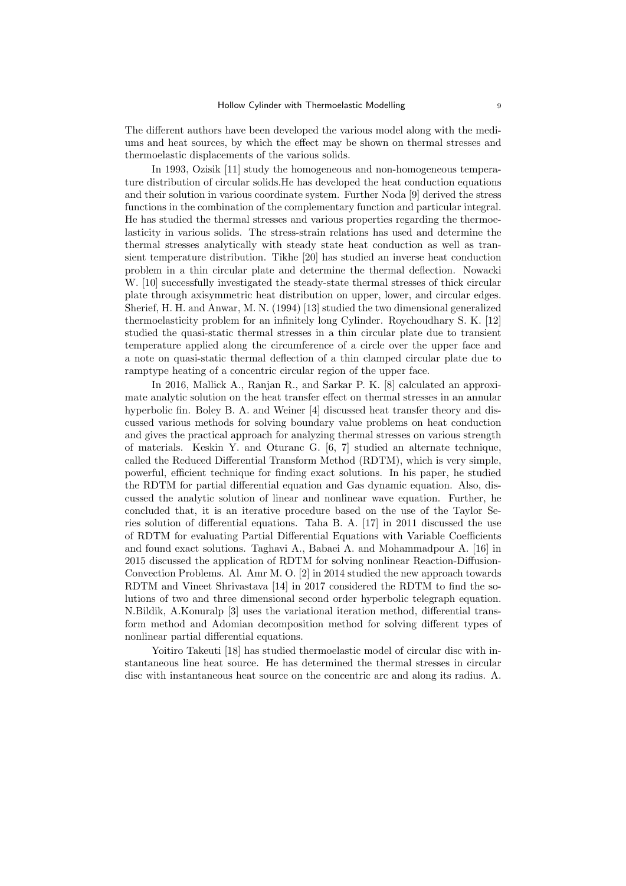The different authors have been developed the various model along with the mediums and heat sources, by which the effect may be shown on thermal stresses and thermoelastic displacements of the various solids.

In 1993, Ozisik [11] study the homogeneous and non-homogeneous temperature distribution of circular solids.He has developed the heat conduction equations and their solution in various coordinate system. Further Noda [9] derived the stress functions in the combination of the complementary function and particular integral. He has studied the thermal stresses and various properties regarding the thermoelasticity in various solids. The stress-strain relations has used and determine the thermal stresses analytically with steady state heat conduction as well as transient temperature distribution. Tikhe [20] has studied an inverse heat conduction problem in a thin circular plate and determine the thermal deflection. Nowacki W. [10] successfully investigated the steady-state thermal stresses of thick circular plate through axisymmetric heat distribution on upper, lower, and circular edges. Sherief, H. H. and Anwar, M. N. (1994) [13] studied the two dimensional generalized thermoelasticity problem for an infinitely long Cylinder. Roychoudhary S. K. [12] studied the quasi-static thermal stresses in a thin circular plate due to transient temperature applied along the circumference of a circle over the upper face and a note on quasi-static thermal deflection of a thin clamped circular plate due to ramptype heating of a concentric circular region of the upper face.

In 2016, Mallick A., Ranjan R., and Sarkar P. K. [8] calculated an approximate analytic solution on the heat transfer effect on thermal stresses in an annular hyperbolic fin. Boley B. A. and Weiner [4] discussed heat transfer theory and discussed various methods for solving boundary value problems on heat conduction and gives the practical approach for analyzing thermal stresses on various strength of materials. Keskin Y. and Oturanc G. [6, 7] studied an alternate technique, called the Reduced Differential Transform Method (RDTM), which is very simple, powerful, efficient technique for finding exact solutions. In his paper, he studied the RDTM for partial differential equation and Gas dynamic equation. Also, discussed the analytic solution of linear and nonlinear wave equation. Further, he concluded that, it is an iterative procedure based on the use of the Taylor Series solution of differential equations. Taha B. A. [17] in 2011 discussed the use of RDTM for evaluating Partial Differential Equations with Variable Coefficients and found exact solutions. Taghavi A., Babaei A. and Mohammadpour A. [16] in 2015 discussed the application of RDTM for solving nonlinear Reaction-Diffusion-Convection Problems. Al. Amr M. O. [2] in 2014 studied the new approach towards RDTM and Vineet Shrivastava [14] in 2017 considered the RDTM to find the solutions of two and three dimensional second order hyperbolic telegraph equation. N.Bildik, A.Konuralp [3] uses the variational iteration method, differential transform method and Adomian decomposition method for solving different types of nonlinear partial differential equations.

Yoitiro Takeuti [18] has studied thermoelastic model of circular disc with instantaneous line heat source. He has determined the thermal stresses in circular disc with instantaneous heat source on the concentric arc and along its radius. A.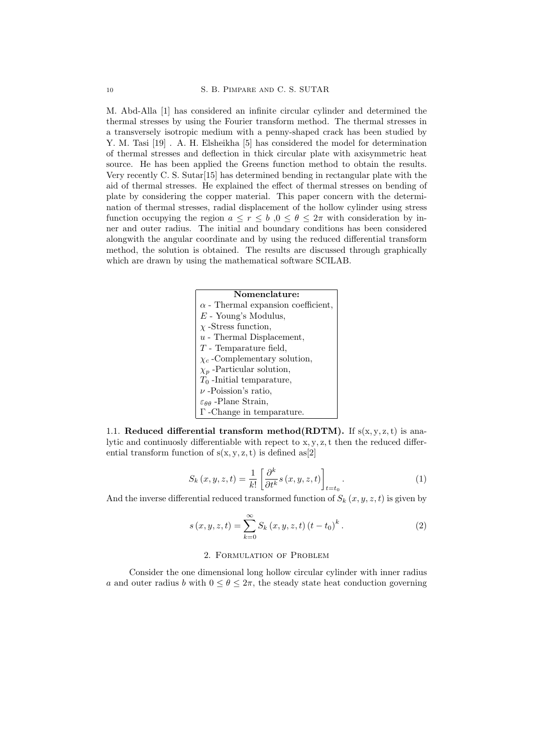M. Abd-Alla [1] has considered an infinite circular cylinder and determined the thermal stresses by using the Fourier transform method. The thermal stresses in a transversely isotropic medium with a penny-shaped crack has been studied by Y. M. Tasi [19] . A. H. Elsheikha [5] has considered the model for determination of thermal stresses and deflection in thick circular plate with axisymmetric heat source. He has been applied the Greens function method to obtain the results. Very recently C. S. Sutar[15] has determined bending in rectangular plate with the aid of thermal stresses. He explained the effect of thermal stresses on bending of plate by considering the copper material. This paper concern with the determination of thermal stresses, radial displacement of the hollow cylinder using stress function occupying the region $a \leq r \leq b$ ,$0 \leq \theta \leq 2\pi$ with consideration by inner and outer radius. The initial and boundary conditions has been considered alongwith the angular coordinate and by using the reduced differential transform method, the solution is obtained. The results are discussed through graphically which are drawn by using the mathematical software SCILAB.

| **Nomenclature:** |
|---|
| $\alpha$ - Thermal expansion coefficient, |
| $E$ - Young's Modulus, |
| $\chi$ -Stress function, |
| $u$ - Thermal Displacement, |
| $T$ - Temparature field, |
| $\chi_c$ -Complementary solution, |
| $\chi_p$ -Particular solution, |
| $T_0$ -Initial temparature, |
| $\nu$ -Poission's ratio, |
| $\varepsilon_{\theta\theta}$ -Plane Strain, |
| $\Gamma$ -Change in temparature. |

1.1. **Reduced differential transform method(RDTM).** If $s(x, y, z, t)$ is analytic and continuosly differentiable with repect to $x, y, z, t$ then the reduced differential transform function of $s(x, y, z, t)$ is defined as[2]

$$S_k(x, y, z, t) = \frac{1}{k!}\left[\frac{\partial^k}{\partial t^k} s(x, y, z, t)\right]_{t=t_0}. \tag{1}$$

And the inverse differential reduced transformed function of $S_k(x, y, z, t)$ is given by

$$s(x, y, z, t) = \sum_{k=0}^{\infty} S_k(x, y, z, t)(t - t_0)^k. \tag{2}$$

## 2. Formulation of Problem

Consider the one dimensional long hollow circular cylinder with inner radius $a$ and outer radius $b$ with $0 \leq \theta \leq 2\pi$, the steady state heat conduction governing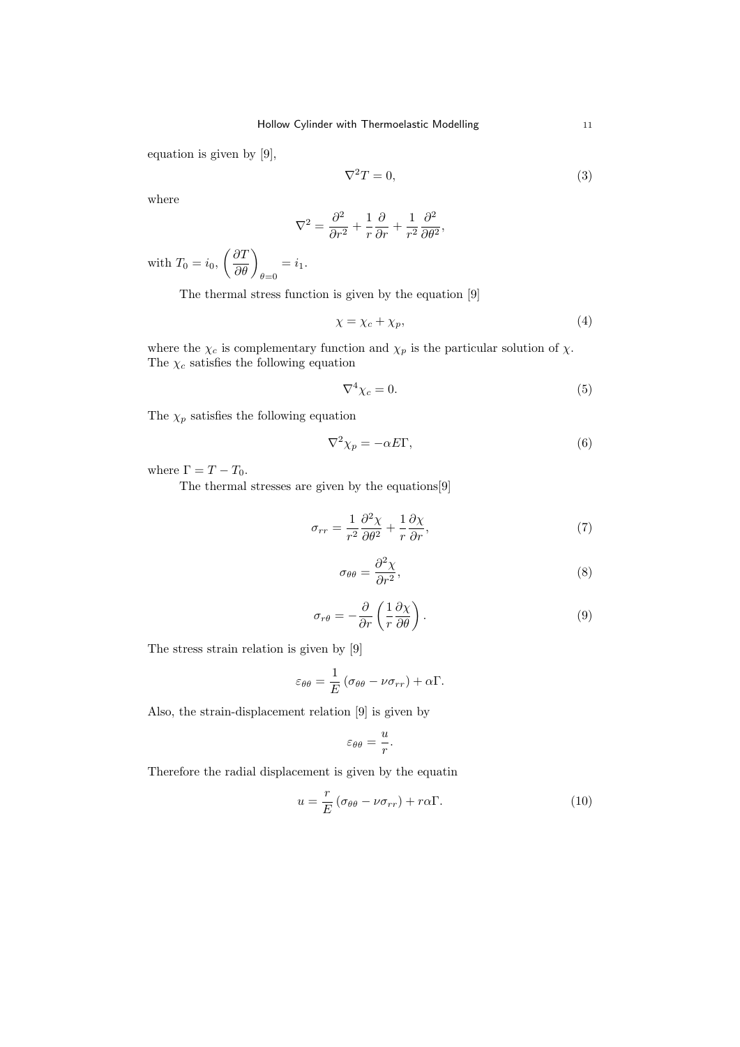equation is given by [9],

$$\nabla^2 T = 0, \tag{3}$$

where

$$\nabla^2 = \frac{\partial^2}{\partial r^2} + \frac{1}{r}\frac{\partial}{\partial r} + \frac{1}{r^2}\frac{\partial^2}{\partial \theta^2},$$

with $T_0 = i_0$, $\left(\dfrac{\partial T}{\partial \theta}\right)_{\theta=0} = i_1$.

The thermal stress function is given by the equation [9]

$$\chi = \chi_c + \chi_p, \tag{4}$$

where the $\chi_c$ is complementary function and $\chi_p$ is the particular solution of $\chi$. The $\chi_c$ satisfies the following equation

$$\nabla^4 \chi_c = 0. \tag{5}$$

The $\chi_p$ satisfies the following equation

$$\nabla^2 \chi_p = -\alpha E \Gamma, \tag{6}$$

where $\Gamma = T - T_0$.

The thermal stresses are given by the equations[9]

$$\sigma_{rr} = \frac{1}{r^2}\frac{\partial^2 \chi}{\partial \theta^2} + \frac{1}{r}\frac{\partial \chi}{\partial r}, \tag{7}$$

$$\sigma_{\theta\theta} = \frac{\partial^2 \chi}{\partial r^2}, \tag{8}$$

$$\sigma_{r\theta} = -\frac{\partial}{\partial r}\left(\frac{1}{r}\frac{\partial \chi}{\partial \theta}\right). \tag{9}$$

The stress strain relation is given by [9]

$$\varepsilon_{\theta\theta} = \frac{1}{E}\left(\sigma_{\theta\theta} - \nu \sigma_{rr}\right) + \alpha \Gamma.$$

Also, the strain-displacement relation [9] is given by

$$\varepsilon_{\theta\theta} = \frac{u}{r}.$$

Therefore the radial displacement is given by the equatin

$$u = \frac{r}{E}\left(\sigma_{\theta\theta} - \nu \sigma_{rr}\right) + r\alpha\Gamma. \tag{10}$$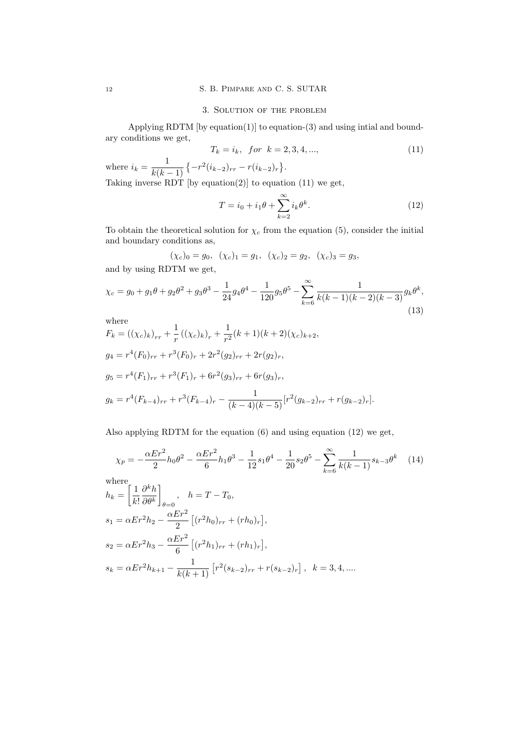## 3. Solution of the problem

Applying RDTM [by equation(1)] to equation-(3) and using intial and boundary conditions we get,

$$T_k = i_k, \quad for \;\; k = 2, 3, 4, ..., \tag{11}$$

where $i_k = \dfrac{1}{k(k-1)}\left\{-r^2(i_{k-2})_{rr} - r(i_{k-2})_r\right\}$.

Taking inverse RDT [by equation(2)] to equation (11) we get,

$$T = i_0 + i_1\theta + \sum_{k=2}^{\infty} i_k\theta^k. \tag{12}$$

To obtain the theoretical solution for $\chi_c$ from the equation (5), consider the initial and boundary conditions as,

$$(\chi_c)_0 = g_0, \;\; (\chi_c)_1 = g_1, \;\; (\chi_c)_2 = g_2, \;\; (\chi_c)_3 = g_3,$$

and by using RDTM we get,

$$\chi_c = g_0 + g_1\theta + g_2\theta^2 + g_3\theta^3 - \frac{1}{24}g_4\theta^4 - \frac{1}{120}g_5\theta^5 - \sum_{k=6}^{\infty}\frac{1}{k(k-1)(k-2)(k-3)}g_k\theta^k, \tag{13}$$

where

$$F_k = ((\chi_c)_k)_{rr} + \frac{1}{r}\left((\chi_c)_k\right)_r + \frac{1}{r^2}(k+1)(k+2)(\chi_c)_{k+2},$$

$$g_4 = r^4(F_0)_{rr} + r^3(F_0)_r + 2r^2(g_2)_{rr} + 2r(g_2)_r,$$

$$g_5 = r^4(F_1)_{rr} + r^3(F_1)_r + 6r^2(g_3)_{rr} + 6r(g_3)_r,$$

$$g_k = r^4(F_{k-4})_{rr} + r^3(F_{k-4})_r - \frac{1}{(k-4)(k-5)}[r^2(g_{k-2})_{rr} + r(g_{k-2})_r].$$

Also applying RDTM for the equation (6) and using equation (12) we get,

$$\chi_p = -\frac{\alpha E r^2}{2}h_0\theta^2 - \frac{\alpha E r^2}{6}h_1\theta^3 - \frac{1}{12}s_1\theta^4 - \frac{1}{20}s_2\theta^5 - \sum_{k=6}^{\infty}\frac{1}{k(k-1)}s_{k-3}\theta^k \tag{14}$$

where

$$h_k = \left[\frac{1}{k!}\frac{\partial^k h}{\partial\theta^k}\right]_{\theta=0}, \quad h = T - T_0,$$

$$s_1 = \alpha E r^2 h_2 - \frac{\alpha E r^2}{2}\left[(r^2 h_0)_{rr} + (r h_0)_r\right],$$

$$s_2 = \alpha E r^2 h_3 - \frac{\alpha E r^2}{6}\left[(r^2 h_1)_{rr} + (r h_1)_r\right],$$

$$s_k = \alpha E r^2 h_{k+1} - \frac{1}{k(k+1)}\left[r^2(s_{k-2})_{rr} + r(s_{k-2})_r\right], \;\; k = 3, 4, ....$$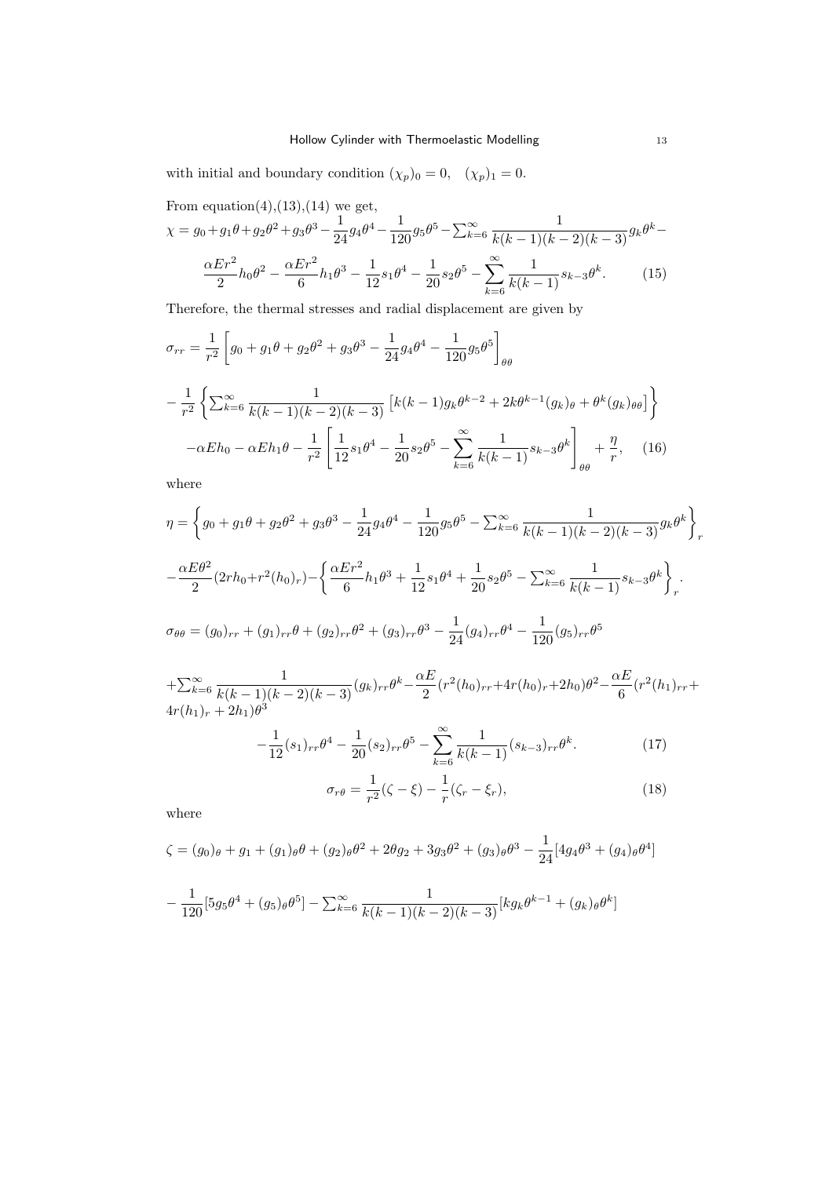with initial and boundary condition $(\chi_p)_0 = 0, \quad (\chi_p)_1 = 0$.

From equation(4),(13),(14) we get,

$$\chi = g_0 + g_1\theta + g_2\theta^2 + g_3\theta^3 - \frac{1}{24}g_4\theta^4 - \frac{1}{120}g_5\theta^5 - \sum_{k=6}^{\infty}\frac{1}{k(k-1)(k-2)(k-3)}g_k\theta^k - \frac{\alpha E r^2}{2}h_0\theta^2 - \frac{\alpha E r^2}{6}h_1\theta^3 - \frac{1}{12}s_1\theta^4 - \frac{1}{20}s_2\theta^5 - \sum_{k=6}^{\infty}\frac{1}{k(k-1)}s_{k-3}\theta^k. \tag{15}$$

Therefore, the thermal stresses and radial displacement are given by

$$\sigma_{rr} = \frac{1}{r^2}\left[g_0 + g_1\theta + g_2\theta^2 + g_3\theta^3 - \frac{1}{24}g_4\theta^4 - \frac{1}{120}g_5\theta^5\right]_{\theta\theta}$$

$$-\frac{1}{r^2}\left\{\sum_{k=6}^{\infty}\frac{1}{k(k-1)(k-2)(k-3)}\left[k(k-1)g_k\theta^{k-2} + 2k\theta^{k-1}(g_k)_\theta + \theta^k(g_k)_{\theta\theta}\right]\right\}$$

$$-\alpha E h_0 - \alpha E h_1\theta - \frac{1}{r^2}\left[\frac{1}{12}s_1\theta^4 - \frac{1}{20}s_2\theta^5 - \sum_{k=6}^{\infty}\frac{1}{k(k-1)}s_{k-3}\theta^k\right]_{\theta\theta} + \frac{\eta}{r}, \tag{16}$$

where

$$\eta = \left\{g_0 + g_1\theta + g_2\theta^2 + g_3\theta^3 - \frac{1}{24}g_4\theta^4 - \frac{1}{120}g_5\theta^5 - \sum_{k=6}^{\infty}\frac{1}{k(k-1)(k-2)(k-3)}g_k\theta^k\right\}_r$$

$$-\frac{\alpha E\theta^2}{2}(2rh_0 + r^2(h_0)_r) - \left\{\frac{\alpha E r^2}{6}h_1\theta^3 + \frac{1}{12}s_1\theta^4 + \frac{1}{20}s_2\theta^5 - \sum_{k=6}^{\infty}\frac{1}{k(k-1)}s_{k-3}\theta^k\right\}_r.$$

$$\sigma_{\theta\theta} = (g_0)_{rr} + (g_1)_{rr}\theta + (g_2)_{rr}\theta^2 + (g_3)_{rr}\theta^3 - \frac{1}{24}(g_4)_{rr}\theta^4 - \frac{1}{120}(g_5)_{rr}\theta^5$$

$$+\sum_{k=6}^{\infty}\frac{1}{k(k-1)(k-2)(k-3)}(g_k)_{rr}\theta^k - \frac{\alpha E}{2}(r^2(h_0)_{rr} + 4r(h_0)_r + 2h_0)\theta^2 - \frac{\alpha E}{6}(r^2(h_1)_{rr} + 4r(h_1)_r + 2h_1)\theta^3$$

$$-\frac{1}{12}(s_1)_{rr}\theta^4 - \frac{1}{20}(s_2)_{rr}\theta^5 - \sum_{k=6}^{\infty}\frac{1}{k(k-1)}(s_{k-3})_{rr}\theta^k. \tag{17}$$

$$\sigma_{r\theta} = \frac{1}{r^2}(\zeta - \xi) - \frac{1}{r}(\zeta_r - \xi_r), \tag{18}$$

where

$$\zeta = (g_0)_\theta + g_1 + (g_1)_\theta\theta + (g_2)_\theta\theta^2 + 2\theta g_2 + 3g_3\theta^2 + (g_3)_\theta\theta^3 - \frac{1}{24}[4g_4\theta^3 + (g_4)_\theta\theta^4]$$

$$-\frac{1}{120}[5g_5\theta^4 + (g_5)_\theta\theta^5] - \sum_{k=6}^{\infty}\frac{1}{k(k-1)(k-2)(k-3)}[kg_k\theta^{k-1} + (g_k)_\theta\theta^k]$$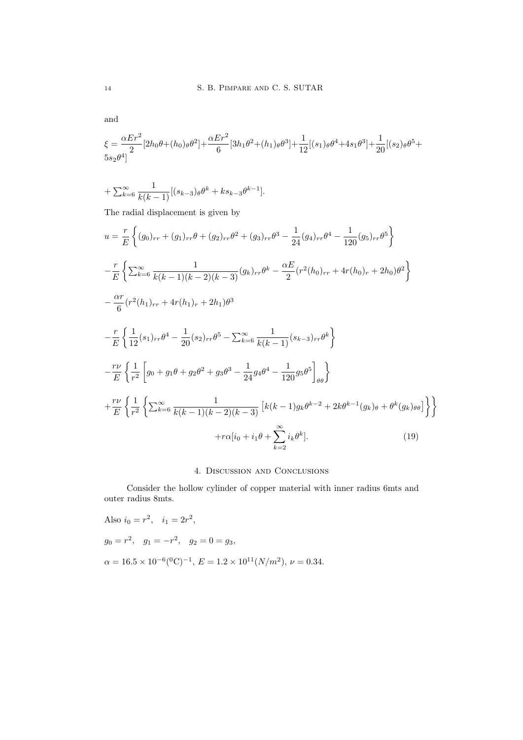and

$$\xi = \frac{\alpha E r^2}{2}[2h_0\theta + (h_0)_\theta\theta^2] + \frac{\alpha E r^2}{6}[3h_1\theta^2 + (h_1)_\theta\theta^3] + \frac{1}{12}[(s_1)_\theta\theta^4 + 4s_1\theta^3] + \frac{1}{20}[(s_2)_\theta\theta^5 + 5s_2\theta^4]$$

$$+ \sum_{k=6}^{\infty} \frac{1}{k(k-1)}[(s_{k-3})_\theta\theta^k + ks_{k-3}\theta^{k-1}].$$

The radial displacement is given by

$$u = \frac{r}{E}\left\{(g_0)_{rr} + (g_1)_{rr}\theta + (g_2)_{rr}\theta^2 + (g_3)_{rr}\theta^3 - \frac{1}{24}(g_4)_{rr}\theta^4 - \frac{1}{120}(g_5)_{rr}\theta^5\right\}$$

$$-\frac{r}{E}\left\{\sum_{k=6}^{\infty} \frac{1}{k(k-1)(k-2)(k-3)}(g_k)_{rr}\theta^k - \frac{\alpha E}{2}(r^2(h_0)_{rr} + 4r(h_0)_r + 2h_0)\theta^2\right\}$$

$$-\frac{\alpha r}{6}(r^2(h_1)_{rr} + 4r(h_1)_r + 2h_1)\theta^3$$

$$-\frac{r}{E}\left\{\frac{1}{12}(s_1)_{rr}\theta^4 - \frac{1}{20}(s_2)_{rr}\theta^5 - \sum_{k=6}^{\infty} \frac{1}{k(k-1)}(s_{k-3})_{rr}\theta^k\right\}$$

$$-\frac{r\nu}{E}\left\{\frac{1}{r^2}\left[g_0 + g_1\theta + g_2\theta^2 + g_3\theta^3 - \frac{1}{24}g_4\theta^4 - \frac{1}{120}g_5\theta^5\right]_{\theta\theta}\right\}$$

$$+\frac{r\nu}{E}\left\{\frac{1}{r^2}\left\{\sum_{k=6}^{\infty} \frac{1}{k(k-1)(k-2)(k-3)}\left[k(k-1)g_k\theta^{k-2} + 2k\theta^{k-1}(g_k)_\theta + \theta^k(g_k)_{\theta\theta}\right]\right\}\right\}$$

$$+r\alpha[i_0 + i_1\theta + \sum_{k=2}^{\infty} i_k\theta^k]. \tag{19}$$

## 4. Discussion and Conclusions

Consider the hollow cylinder of copper material with inner radius 6mts and outer radius 8mts.

Also $i_0 = r^2, \quad i_1 = 2r^2,$

$g_0 = r^2, \quad g_1 = -r^2, \quad g_2 = 0 = g_3,$

$\alpha = 16.5 \times 10^{-6}(^0\text{C})^{-1}$, $E = 1.2 \times 10^{11}(N/m^2)$, $\nu = 0.34.$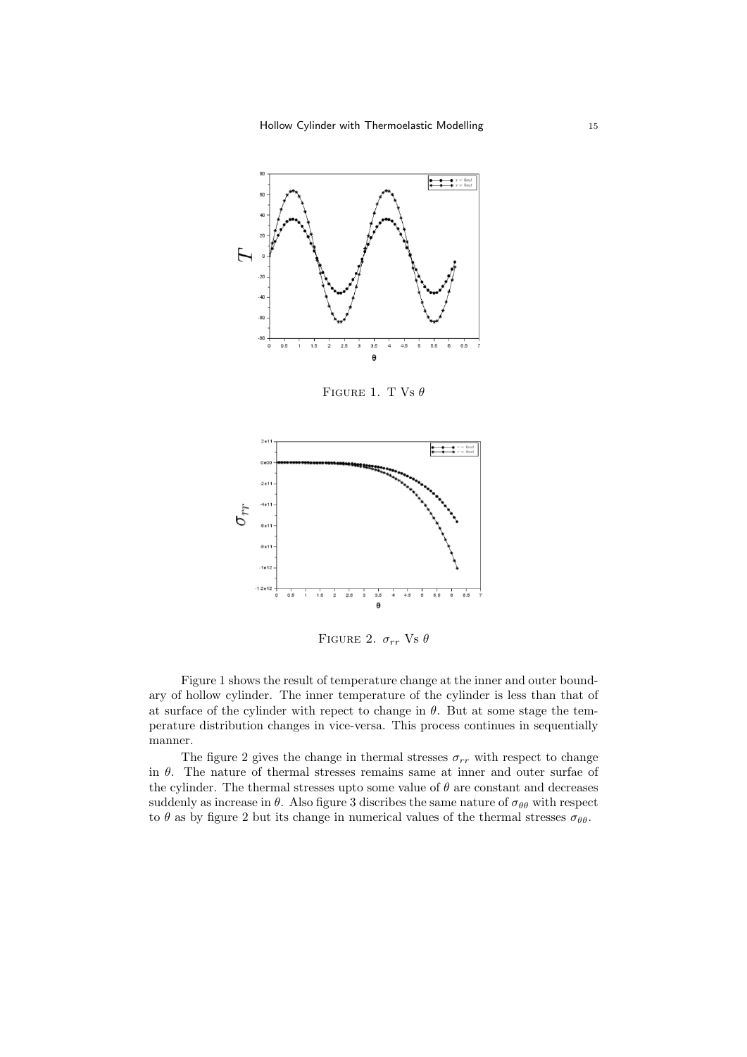Figure 1. T Vs $\theta$

Figure 2. $\sigma_{rr}$ Vs $\theta$

Figure 1 shows the result of temperature change at the inner and outer boundary of hollow cylinder. The inner temperature of the cylinder is less than that of at surface of the cylinder with repect to change in $\theta$. But at some stage the temperature distribution changes in vice-versa. This process continues in sequentially manner.

The figure 2 gives the change in thermal stresses $\sigma_{rr}$ with respect to change in $\theta$. The nature of thermal stresses remains same at inner and outer surfae of the cylinder. The thermal stresses upto some value of $\theta$ are constant and decreases suddenly as increase in $\theta$. Also figure 3 discribes the same nature of $\sigma_{\theta\theta}$ with respect to $\theta$ as by figure 2 but its change in numerical values of the thermal stresses $\sigma_{\theta\theta}$.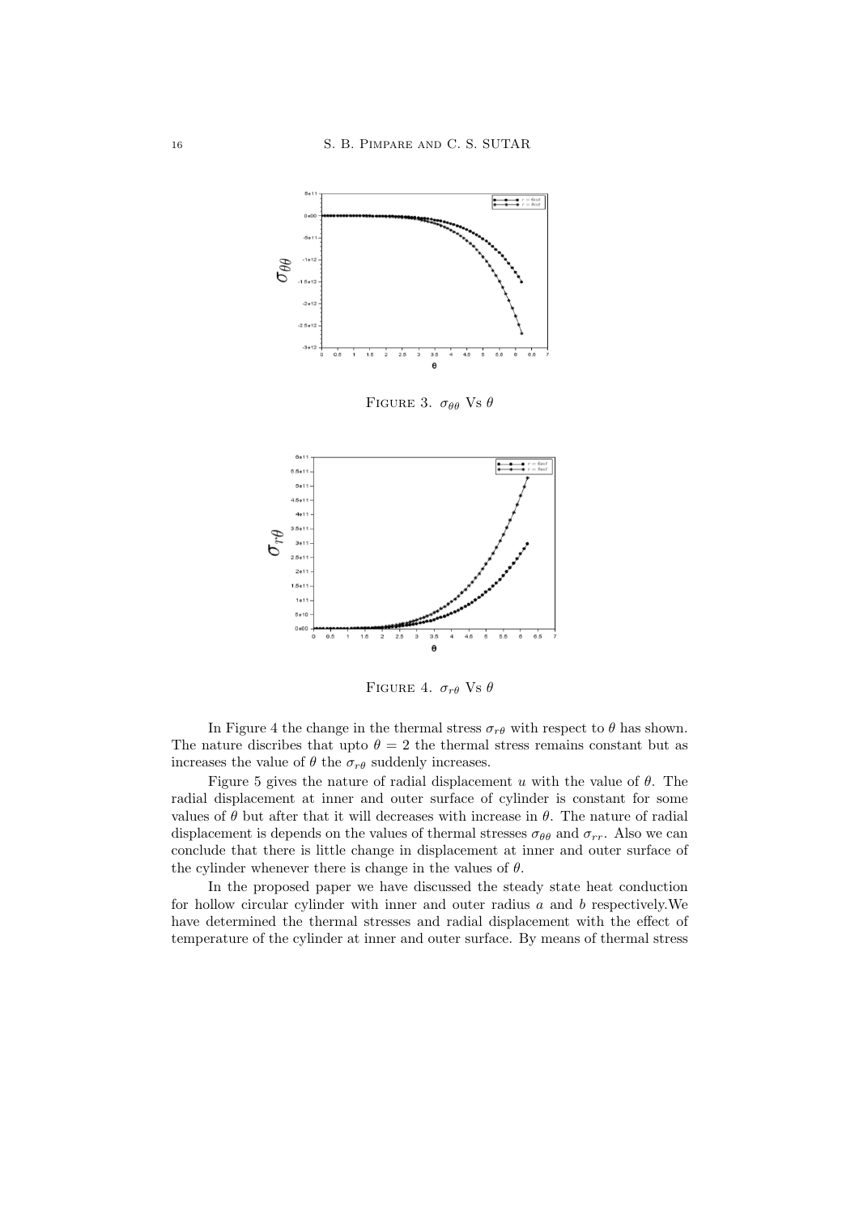FIGURE 3. $\sigma_{\theta\theta}$ Vs $\theta$

FIGURE 4. $\sigma_{r\theta}$ Vs $\theta$

In Figure 4 the change in the thermal stress $\sigma_{r\theta}$ with respect to $\theta$ has shown. The nature discribes that upto $\theta = 2$ the thermal stress remains constant but as increases the value of $\theta$ the $\sigma_{r\theta}$ suddenly increases.

Figure 5 gives the nature of radial displacement $u$ with the value of $\theta$. The radial displacement at inner and outer surface of cylinder is constant for some values of $\theta$ but after that it will decreases with increase in $\theta$. The nature of radial displacement is depends on the values of thermal stresses $\sigma_{\theta\theta}$ and $\sigma_{rr}$. Also we can conclude that there is little change in displacement at inner and outer surface of the cylinder whenever there is change in the values of $\theta$.

In the proposed paper we have discussed the steady state heat conduction for hollow circular cylinder with inner and outer radius $a$ and $b$ respectively.We have determined the thermal stresses and radial displacement with the effect of temperature of the cylinder at inner and outer surface. By means of thermal stress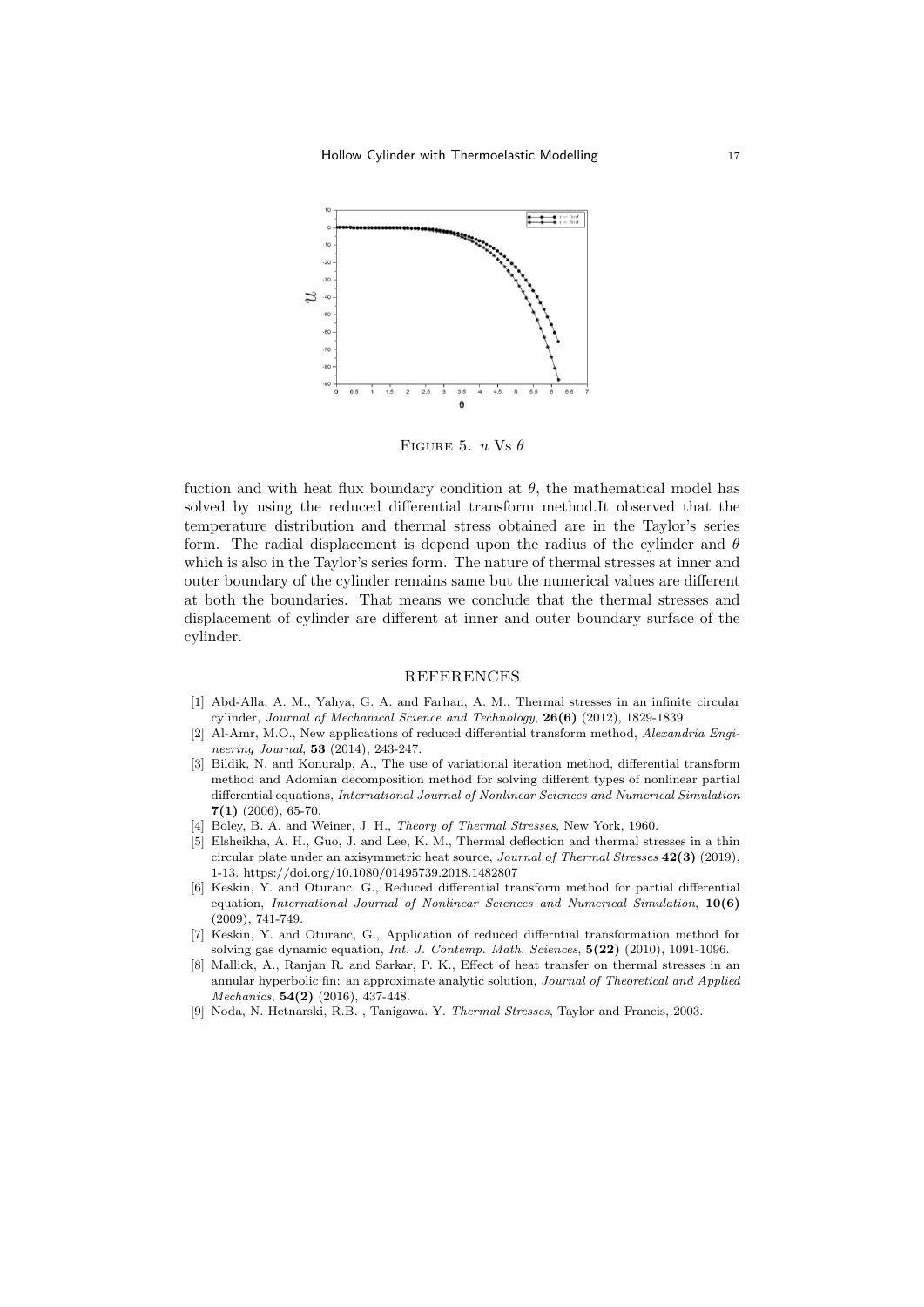Figure 5. $u$ Vs $\theta$

fuction and with heat flux boundary condition at $\theta$, the mathematical model has solved by using the reduced differential transform method.It observed that the temperature distribution and thermal stress obtained are in the Taylor's series form. The radial displacement is depend upon the radius of the cylinder and $\theta$ which is also in the Taylor's series form. The nature of thermal stresses at inner and outer boundary of the cylinder remains same but the numerical values are different at both the boundaries. That means we conclude that the thermal stresses and displacement of cylinder are different at inner and outer boundary surface of the cylinder.

## REFERENCES

[1] Abd-Alla, A. M., Yahya, G. A. and Farhan, A. M., Thermal stresses in an infinite circular cylinder, *Journal of Mechanical Science and Technology*, **26(6)** (2012), 1829-1839.

[2] Al-Amr, M.O., New applications of reduced differential transform method, *Alexandria Engineering Journal*, **53** (2014), 243-247.

[3] Bildik, N. and Konuralp, A., The use of variational iteration method, differential transform method and Adomian decomposition method for solving different types of nonlinear partial differential equations, *International Journal of Nonlinear Sciences and Numerical Simulation* **7(1)** (2006), 65-70.

[4] Boley, B. A. and Weiner, J. H., *Theory of Thermal Stresses*, New York, 1960.

[5] Elsheikha, A. H., Guo, J. and Lee, K. M., Thermal deflection and thermal stresses in a thin circular plate under an axisymmetric heat source, *Journal of Thermal Stresses* **42(3)** (2019), 1-13. https://doi.org/10.1080/01495739.2018.1482807

[6] Keskin, Y. and Oturanc, G., Reduced differential transform method for partial differential equation, *International Journal of Nonlinear Sciences and Numerical Simulation*, **10(6)** (2009), 741-749.

[7] Keskin, Y. and Oturanc, G., Application of reduced differntial transformation method for solving gas dynamic equation, *Int. J. Contemp. Math. Sciences*, **5(22)** (2010), 1091-1096.

[8] Mallick, A., Ranjan R. and Sarkar, P. K., Effect of heat transfer on thermal stresses in an annular hyperbolic fin: an approximate analytic solution, *Journal of Theoretical and Applied Mechanics*, **54(2)** (2016), 437-448.

[9] Noda, N. Hetnarski, R.B. , Tanigawa. Y. *Thermal Stresses*, Taylor and Francis, 2003.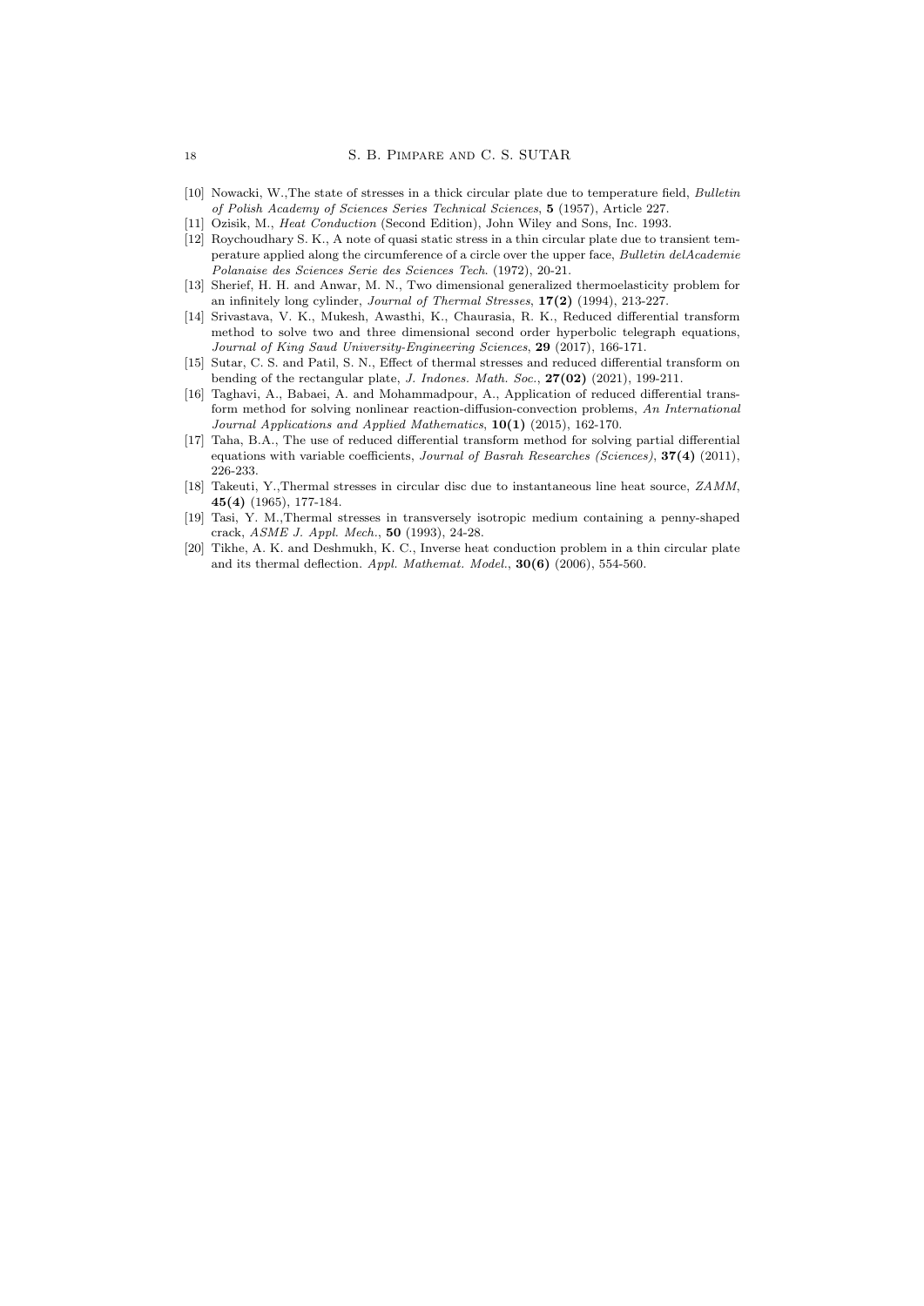[10] Nowacki, W.,The state of stresses in a thick circular plate due to temperature field, *Bulletin of Polish Academy of Sciences Series Technical Sciences*, **5** (1957), Article 227.

[11] Ozisik, M., *Heat Conduction* (Second Edition), John Wiley and Sons, Inc. 1993.

[12] Roychoudhary S. K., A note of quasi static stress in a thin circular plate due to transient temperature applied along the circumference of a circle over the upper face, *Bulletin delAcademie Polanaise des Sciences Serie des Sciences Tech*. (1972), 20-21.

[13] Sherief, H. H. and Anwar, M. N., Two dimensional generalized thermoelasticity problem for an infinitely long cylinder, *Journal of Thermal Stresses*, **17(2)** (1994), 213-227.

[14] Srivastava, V. K., Mukesh, Awasthi, K., Chaurasia, R. K., Reduced differential transform method to solve two and three dimensional second order hyperbolic telegraph equations, *Journal of King Saud University-Engineering Sciences*, **29** (2017), 166-171.

[15] Sutar, C. S. and Patil, S. N., Effect of thermal stresses and reduced differential transform on bending of the rectangular plate, *J. Indones. Math. Soc.*, **27(02)** (2021), 199-211.

[16] Taghavi, A., Babaei, A. and Mohammadpour, A., Application of reduced differential transform method for solving nonlinear reaction-diffusion-convection problems, *An International Journal Applications and Applied Mathematics*, **10(1)** (2015), 162-170.

[17] Taha, B.A., The use of reduced differential transform method for solving partial differential equations with variable coefficients, *Journal of Basrah Researches (Sciences)*, **37(4)** (2011), 226-233.

[18] Takeuti, Y.,Thermal stresses in circular disc due to instantaneous line heat source, *ZAMM*, **45(4)** (1965), 177-184.

[19] Tasi, Y. M.,Thermal stresses in transversely isotropic medium containing a penny-shaped crack, *ASME J. Appl. Mech.*, **50** (1993), 24-28.

[20] Tikhe, A. K. and Deshmukh, K. C., Inverse heat conduction problem in a thin circular plate and its thermal deflection. *Appl. Mathemat. Model.*, **30(6)** (2006), 554-560.